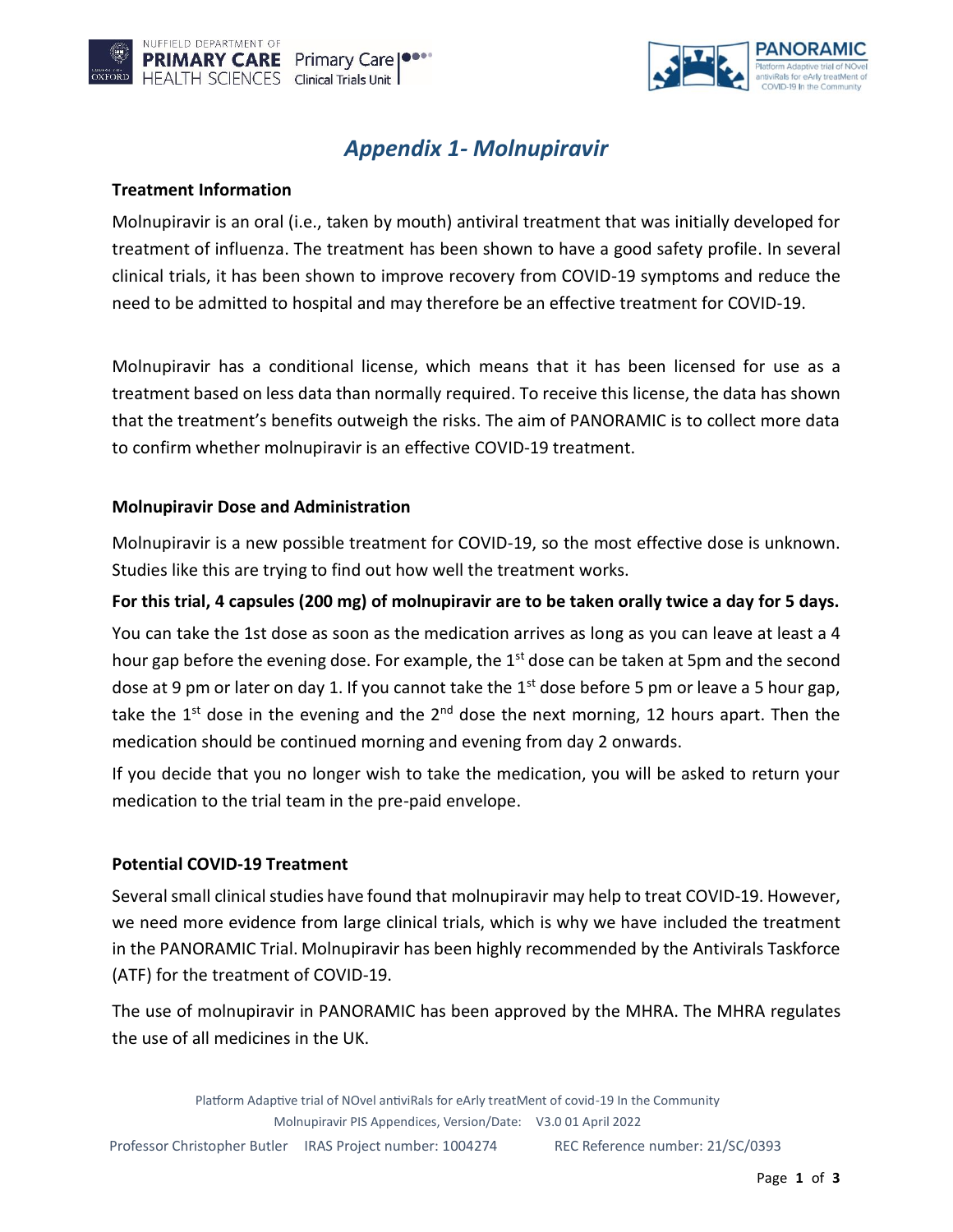# *Appendix 1- Molnupiravir*

**Treatment Information**

Molnupiravir is an oral (i.e., taken by mouth) antiviral treatment that was initially developed for treatment of influenza. The treatment has been shown to have a good safety profile. In several clinical trials, it has been shown to improve recovery from COVID-19 symptoms and reduce the need to be admitted to hospital and may therefore be an effective treatment for COVID-19.

Molnupiravir has a conditional license, which means that it has been licensed for use as a treatment based on less data than normally required. To receive this license, the data has shown that the treatment's benefits outweigh the risks. The aim of PANORAMIC is to collect more data to confirm whether molnupiravir is an effective COVID-19 treatment.

**Molnupiravir Dose and Administration**

Molnupiravir is a new possible treatment for COVID-19, so the most effective dose is unknown. Studies like this are trying to find out how well the treatment works.

**For this trial, 4 capsules (200 mg) of molnupiravir are to be taken orally twice a day for 5 days.**

You can take the 1st dose as soon as the medication arrives as long as you can leave at least a 4 hour gap before the evening dose. For example, the 1st dose can be taken at 5pm and the second dose at 9 pm or later on day 1. If you cannot take the 1st dose before 5 pm or leave a 5 hour gap, take the 1st dose in the evening and the 2nd dose the next morning, 12 hours apart. Then the medication should be continued morning and evening from day 2 onwards.

If you decide that you no longer wish to take the medication, you will be asked to return your medication to the trial team in the pre-paid envelope.

**Potential COVID-19 Treatment**

Several small clinical studies have found that molnupiravir may help to treat COVID-19. However, we need more evidence from large clinical trials, which is why we have included the treatment in the PANORAMIC Trial. Molnupiravir has been highly recommended by the Antivirals Taskforce (ATF) for the treatment of COVID-19.

The use of molnupiravir in PANORAMIC has been approved by the MHRA. The MHRA regulates the use of all medicines in the UK.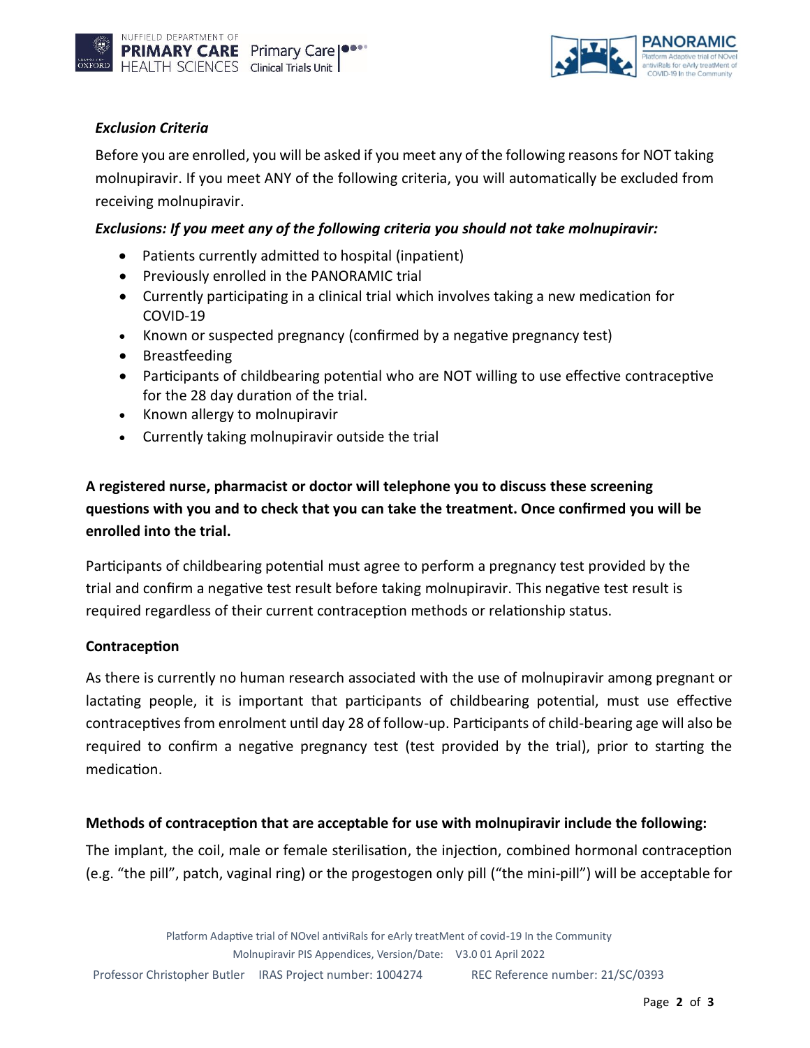### *Exclusion Criteria*

Before you are enrolled, you will be asked if you meet any of the following reasons for NOT taking molnupiravir. If you meet ANY of the following criteria, you will automatically be excluded from receiving molnupiravir.

***Exclusions: If you meet any of the following criteria you should not take molnupiravir:***

- Patients currently admitted to hospital (inpatient)
- Previously enrolled in the PANORAMIC trial
- Currently participating in a clinical trial which involves taking a new medication for COVID-19
- Known or suspected pregnancy (confirmed by a negative pregnancy test)
- Breastfeeding
- Participants of childbearing potential who are NOT willing to use effective contraceptive for the 28 day duration of the trial.
- Known allergy to molnupiravir
- Currently taking molnupiravir outside the trial

**A registered nurse, pharmacist or doctor will telephone you to discuss these screening questions with you and to check that you can take the treatment. Once confirmed you will be enrolled into the trial.**

Participants of childbearing potential must agree to perform a pregnancy test provided by the trial and confirm a negative test result before taking molnupiravir. This negative test result is required regardless of their current contraception methods or relationship status.

**Contraception**

As there is currently no human research associated with the use of molnupiravir among pregnant or lactating people, it is important that participants of childbearing potential, must use effective contraceptives from enrolment until day 28 of follow-up. Participants of child-bearing age will also be required to confirm a negative pregnancy test (test provided by the trial), prior to starting the medication.

**Methods of contraception that are acceptable for use with molnupiravir include the following:**

The implant, the coil, male or female sterilisation, the injection, combined hormonal contraception (e.g. "the pill", patch, vaginal ring) or the progestogen only pill ("the mini-pill") will be acceptable for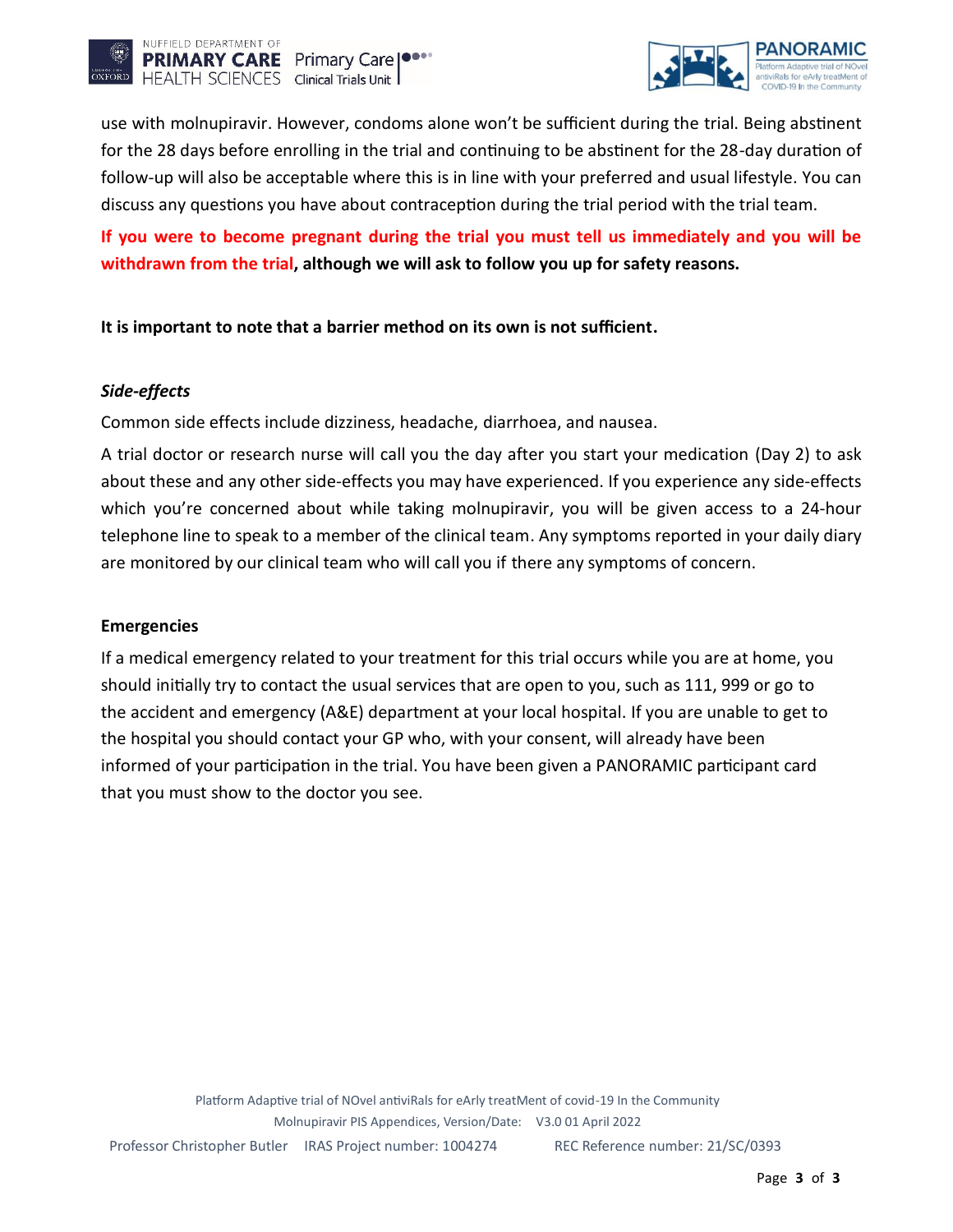use with molnupiravir. However, condoms alone won't be sufficient during the trial. Being abstinent for the 28 days before enrolling in the trial and continuing to be abstinent for the 28-day duration of follow-up will also be acceptable where this is in line with your preferred and usual lifestyle. You can discuss any questions you have about contraception during the trial period with the trial team.

**If you were to become pregnant during the trial you must tell us immediately and you will be withdrawn from the trial, although we will ask to follow you up for safety reasons.**

**It is important to note that a barrier method on its own is not sufficient.**

***Side-effects***

Common side effects include dizziness, headache, diarrhoea, and nausea.

A trial doctor or research nurse will call you the day after you start your medication (Day 2) to ask about these and any other side-effects you may have experienced. If you experience any side-effects which you're concerned about while taking molnupiravir, you will be given access to a 24-hour telephone line to speak to a member of the clinical team. Any symptoms reported in your daily diary are monitored by our clinical team who will call you if there any symptoms of concern.

**Emergencies**

If a medical emergency related to your treatment for this trial occurs while you are at home, you should initially try to contact the usual services that are open to you, such as 111, 999 or go to the accident and emergency (A&E) department at your local hospital. If you are unable to get to the hospital you should contact your GP who, with your consent, will already have been informed of your participation in the trial. You have been given a PANORAMIC participant card that you must show to the doctor you see.